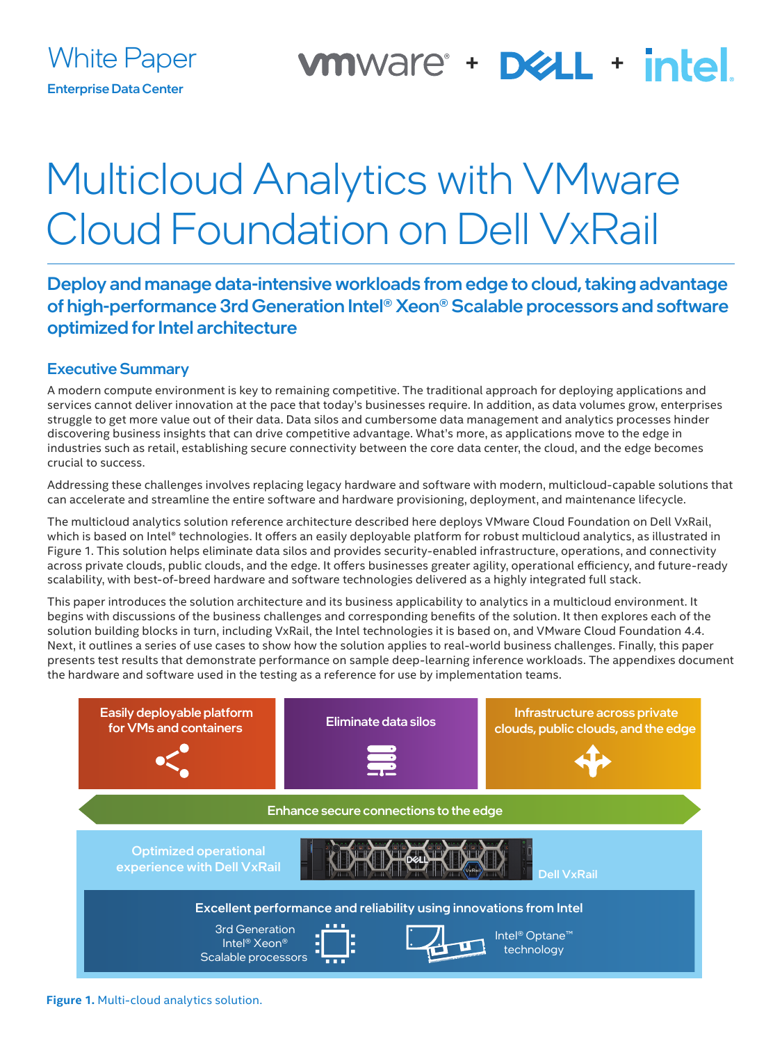White Paper

Enterprise Data Center

# Multicloud Analytics with VMware Cloud Foundation on Dell VxRail

## Deploy and manage data-intensive workloads from edge to cloud, taking advantage of high-performance 3rd Generation Intel® Xeon® Scalable processors and software optimized for Intel architecture

### Executive Summary

A modern compute environment is key to remaining competitive. The traditional approach for deploying applications and services cannot deliver innovation at the pace that today's businesses require. In addition, as data volumes grow, enterprises struggle to get more value out of their data. Data silos and cumbersome data management and analytics processes hinder discovering business insights that can drive competitive advantage. What's more, as applications move to the edge in industries such as retail, establishing secure connectivity between the core data center, the cloud, and the edge becomes crucial to success.

Addressing these challenges involves replacing legacy hardware and software with modern, multicloud-capable solutions that can accelerate and streamline the entire software and hardware provisioning, deployment, and maintenance lifecycle.

The multicloud analytics solution reference architecture described here deploys VMware Cloud Foundation on Dell VxRail, which is based on Intel® technologies. It offers an easily deployable platform for robust multicloud analytics, as illustrated in Figure 1. This solution helps eliminate data silos and provides security-enabled infrastructure, operations, and connectivity across private clouds, public clouds, and the edge. It offers businesses greater agility, operational efficiency, and future-ready scalability, with best-of-breed hardware and software technologies delivered as a highly integrated full stack.

This paper introduces the solution architecture and its business applicability to analytics in a multicloud environment. It begins with discussions of the business challenges and corresponding benefits of the solution. It then explores each of the solution building blocks in turn, including VxRail, the Intel technologies it is based on, and VMware Cloud Foundation 4.4. Next, it outlines a series of use cases to show how the solution applies to real-world business challenges. Finally, this paper presents test results that demonstrate performance on sample deep-learning inference workloads. The appendixes document the hardware and software used in the testing as a reference for use by implementation teams.

Easily deployable platform for VMs and containers

Eliminate data silos

Infrastructure across private clouds, public clouds, and the edge

Enhance secure connections to the edge

Optimized operational experience with Dell VxRail

Dell VxRail

Excellent performance and reliability using innovations from Intel

3rd Generation Intel® Xeon® Scalable processors

Intel® Optane™ technology

**Figure 1.** Multi-cloud analytics solution.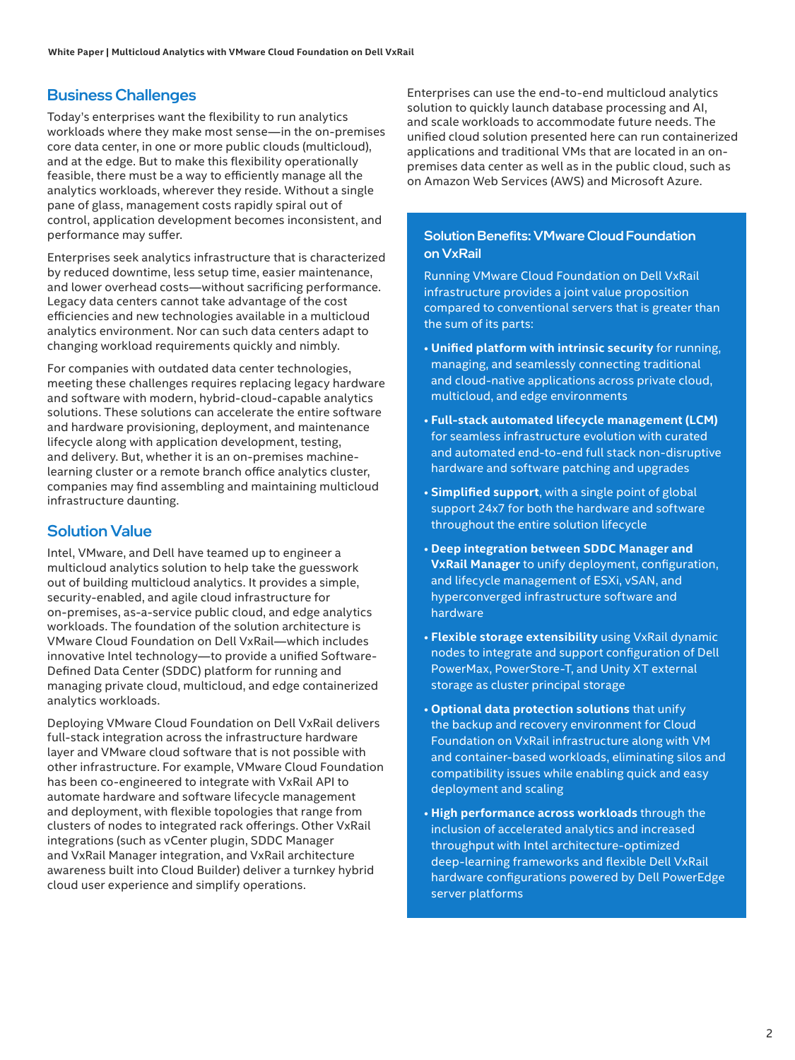## Business Challenges

Today's enterprises want the flexibility to run analytics workloads where they make most sense—in the on-premises core data center, in one or more public clouds (multicloud), and at the edge. But to make this flexibility operationally feasible, there must be a way to efficiently manage all the analytics workloads, wherever they reside. Without a single pane of glass, management costs rapidly spiral out of control, application development becomes inconsistent, and performance may suffer.

Enterprises seek analytics infrastructure that is characterized by reduced downtime, less setup time, easier maintenance, and lower overhead costs—without sacrificing performance. Legacy data centers cannot take advantage of the cost efficiencies and new technologies available in a multicloud analytics environment. Nor can such data centers adapt to changing workload requirements quickly and nimbly.

For companies with outdated data center technologies, meeting these challenges requires replacing legacy hardware and software with modern, hybrid-cloud-capable analytics solutions. These solutions can accelerate the entire software and hardware provisioning, deployment, and maintenance lifecycle along with application development, testing, and delivery. But, whether it is an on-premises machine-learning cluster or a remote branch office analytics cluster, companies may find assembling and maintaining multicloud infrastructure daunting.

## Solution Value

Intel, VMware, and Dell have teamed up to engineer a multicloud analytics solution to help take the guesswork out of building multicloud analytics. It provides a simple, security-enabled, and agile cloud infrastructure for on-premises, as-a-service public cloud, and edge analytics workloads. The foundation of the solution architecture is VMware Cloud Foundation on Dell VxRail—which includes innovative Intel technology—to provide a unified Software-Defined Data Center (SDDC) platform for running and managing private cloud, multicloud, and edge containerized analytics workloads.

Deploying VMware Cloud Foundation on Dell VxRail delivers full-stack integration across the infrastructure hardware layer and VMware cloud software that is not possible with other infrastructure. For example, VMware Cloud Foundation has been co-engineered to integrate with VxRail API to automate hardware and software lifecycle management and deployment, with flexible topologies that range from clusters of nodes to integrated rack offerings. Other VxRail integrations (such as vCenter plugin, SDDC Manager and VxRail Manager integration, and VxRail architecture awareness built into Cloud Builder) deliver a turnkey hybrid cloud user experience and simplify operations.

Enterprises can use the end-to-end multicloud analytics solution to quickly launch database processing and AI, and scale workloads to accommodate future needs. The unified cloud solution presented here can run containerized applications and traditional VMs that are located in an on-premises data center as well as in the public cloud, such as on Amazon Web Services (AWS) and Microsoft Azure.

### Solution Benefits: VMware Cloud Foundation on VxRail

Running VMware Cloud Foundation on Dell VxRail infrastructure provides a joint value proposition compared to conventional servers that is greater than the sum of its parts:

- **Unified platform with intrinsic security** for running, managing, and seamlessly connecting traditional and cloud-native applications across private cloud, multicloud, and edge environments
- **Full-stack automated lifecycle management (LCM)** for seamless infrastructure evolution with curated and automated end-to-end full stack non-disruptive hardware and software patching and upgrades
- **Simplified support**, with a single point of global support 24x7 for both the hardware and software throughout the entire solution lifecycle
- **Deep integration between SDDC Manager and VxRail Manager** to unify deployment, configuration, and lifecycle management of ESXi, vSAN, and hyperconverged infrastructure software and hardware
- **Flexible storage extensibility** using VxRail dynamic nodes to integrate and support configuration of Dell PowerMax, PowerStore-T, and Unity XT external storage as cluster principal storage
- **Optional data protection solutions** that unify the backup and recovery environment for Cloud Foundation on VxRail infrastructure along with VM and container-based workloads, eliminating silos and compatibility issues while enabling quick and easy deployment and scaling
- **High performance across workloads** through the inclusion of accelerated analytics and increased throughput with Intel architecture-optimized deep-learning frameworks and flexible Dell VxRail hardware configurations powered by Dell PowerEdge server platforms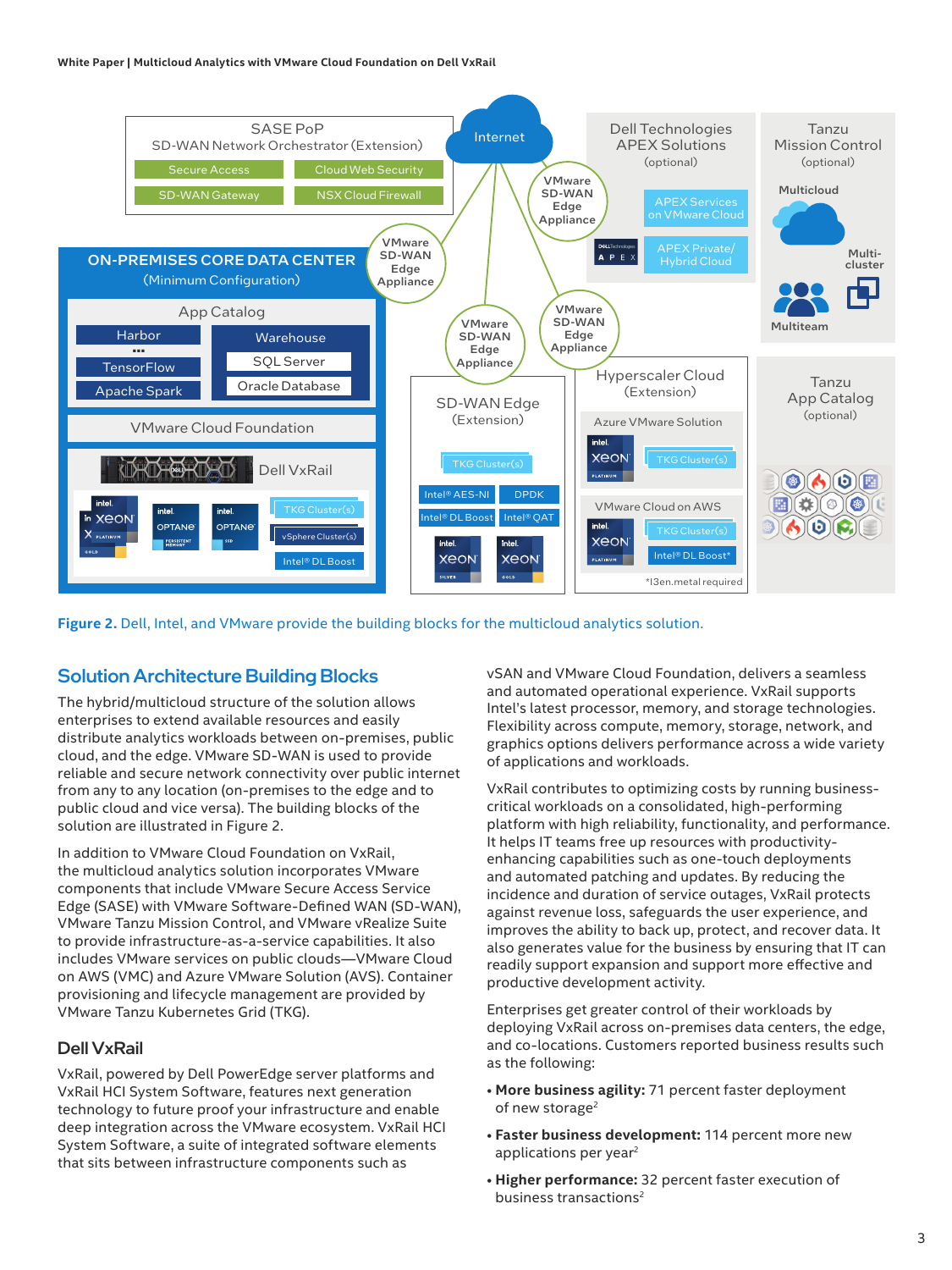**Figure 2.** Dell, Intel, and VMware provide the building blocks for the multicloud analytics solution.

## Solution Architecture Building Blocks

The hybrid/multicloud structure of the solution allows enterprises to extend available resources and easily distribute analytics workloads between on-premises, public cloud, and the edge. VMware SD-WAN is used to provide reliable and secure network connectivity over public internet from any to any location (on-premises to the edge and to public cloud and vice versa). The building blocks of the solution are illustrated in Figure 2.

In addition to VMware Cloud Foundation on VxRail, the multicloud analytics solution incorporates VMware components that include VMware Secure Access Service Edge (SASE) with VMware Software-Defined WAN (SD-WAN), VMware Tanzu Mission Control, and VMware vRealize Suite to provide infrastructure-as-a-service capabilities. It also includes VMware services on public clouds—VMware Cloud on AWS (VMC) and Azure VMware Solution (AVS). Container provisioning and lifecycle management are provided by VMware Tanzu Kubernetes Grid (TKG).

### Dell VxRail

VxRail, powered by Dell PowerEdge server platforms and VxRail HCI System Software, features next generation technology to future proof your infrastructure and enable deep integration across the VMware ecosystem. VxRail HCI System Software, a suite of integrated software elements that sits between infrastructure components such as vSAN and VMware Cloud Foundation, delivers a seamless and automated operational experience. VxRail supports Intel's latest processor, memory, and storage technologies. Flexibility across compute, memory, storage, network, and graphics options delivers performance across a wide variety of applications and workloads.

VxRail contributes to optimizing costs by running business-critical workloads on a consolidated, high-performing platform with high reliability, functionality, and performance. It helps IT teams free up resources with productivity-enhancing capabilities such as one-touch deployments and automated patching and updates. By reducing the incidence and duration of service outages, VxRail protects against revenue loss, safeguards the user experience, and improves the ability to back up, protect, and recover data. It also generates value for the business by ensuring that IT can readily support expansion and support more effective and productive development activity.

Enterprises get greater control of their workloads by deploying VxRail across on-premises data centers, the edge, and co-locations. Customers reported business results such as the following:

- **More business agility:** 71 percent faster deployment of new storage[2]
- **Faster business development:** 114 percent more new applications per year[2]
- **Higher performance:** 32 percent faster execution of business transactions[2]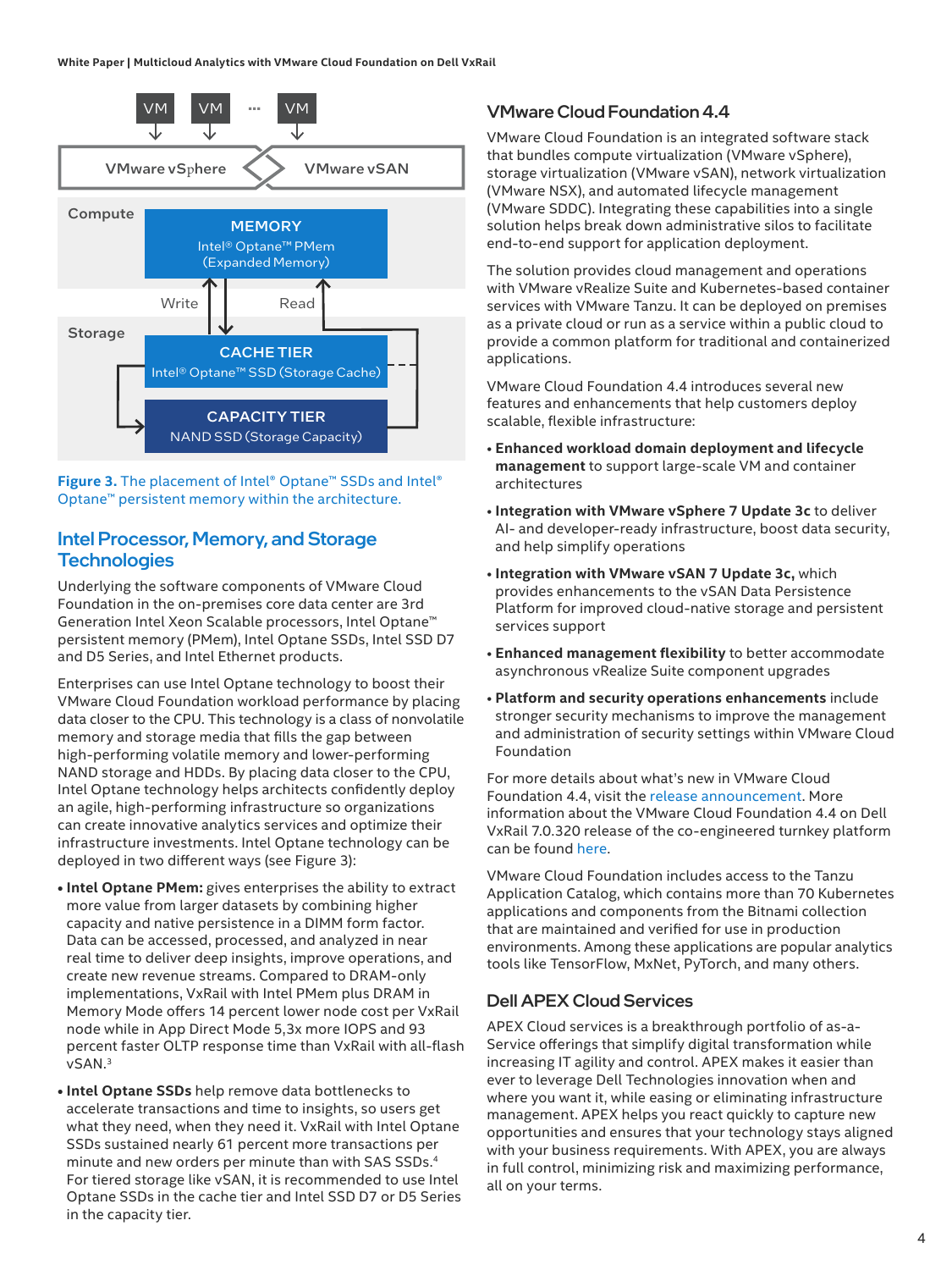Figure 3. The placement of Intel® Optane™ SSDs and Intel® Optane™ persistent memory within the architecture.

## Intel Processor, Memory, and Storage Technologies

Underlying the software components of VMware Cloud Foundation in the on-premises core data center are 3rd Generation Intel Xeon Scalable processors, Intel Optane™ persistent memory (PMem), Intel Optane SSDs, Intel SSD D7 and D5 Series, and Intel Ethernet products.

Enterprises can use Intel Optane technology to boost their VMware Cloud Foundation workload performance by placing data closer to the CPU. This technology is a class of nonvolatile memory and storage media that fills the gap between high-performing volatile memory and lower-performing NAND storage and HDDs. By placing data closer to the CPU, Intel Optane technology helps architects confidently deploy an agile, high-performing infrastructure so organizations can create innovative analytics services and optimize their infrastructure investments. Intel Optane technology can be deployed in two different ways (see Figure 3):

- **Intel Optane PMem:** gives enterprises the ability to extract more value from larger datasets by combining higher capacity and native persistence in a DIMM form factor. Data can be accessed, processed, and analyzed in near real time to deliver deep insights, improve operations, and create new revenue streams. Compared to DRAM-only implementations, VxRail with Intel PMem plus DRAM in Memory Mode offers 14 percent lower node cost per VxRail node while in App Direct Mode 5,3x more IOPS and 93 percent faster OLTP response time than VxRail with all-flash vSAN.[3]
- **Intel Optane SSDs** help remove data bottlenecks to accelerate transactions and time to insights, so users get what they need, when they need it. VxRail with Intel Optane SSDs sustained nearly 61 percent more transactions per minute and new orders per minute than with SAS SSDs.[4] For tiered storage like vSAN, it is recommended to use Intel Optane SSDs in the cache tier and Intel SSD D7 or D5 Series in the capacity tier.

## VMware Cloud Foundation 4.4

VMware Cloud Foundation is an integrated software stack that bundles compute virtualization (VMware vSphere), storage virtualization (VMware vSAN), network virtualization (VMware NSX), and automated lifecycle management (VMware SDDC). Integrating these capabilities into a single solution helps break down administrative silos to facilitate end-to-end support for application deployment.

The solution provides cloud management and operations with VMware vRealize Suite and Kubernetes-based container services with VMware Tanzu. It can be deployed on premises as a private cloud or run as a service within a public cloud to provide a common platform for traditional and containerized applications.

VMware Cloud Foundation 4.4 introduces several new features and enhancements that help customers deploy scalable, flexible infrastructure:

- **Enhanced workload domain deployment and lifecycle management** to support large-scale VM and container architectures
- **Integration with VMware vSphere 7 Update 3c** to deliver AI- and developer-ready infrastructure, boost data security, and help simplify operations
- **Integration with VMware vSAN 7 Update 3c,** which provides enhancements to the vSAN Data Persistence Platform for improved cloud-native storage and persistent services support
- **Enhanced management flexibility** to better accommodate asynchronous vRealize Suite component upgrades
- **Platform and security operations enhancements** include stronger security mechanisms to improve the management and administration of security settings within VMware Cloud Foundation

For more details about what's new in VMware Cloud Foundation 4.4, visit the release announcement. More information about the VMware Cloud Foundation 4.4 on Dell VxRail 7.0.320 release of the co-engineered turnkey platform can be found here.

VMware Cloud Foundation includes access to the Tanzu Application Catalog, which contains more than 70 Kubernetes applications and components from the Bitnami collection that are maintained and verified for use in production environments. Among these applications are popular analytics tools like TensorFlow, MxNet, PyTorch, and many others.

### Dell APEX Cloud Services

APEX Cloud services is a breakthrough portfolio of as-a-Service offerings that simplify digital transformation while increasing IT agility and control. APEX makes it easier than ever to leverage Dell Technologies innovation when and where you want it, while easing or eliminating infrastructure management. APEX helps you react quickly to capture new opportunities and ensures that your technology stays aligned with your business requirements. With APEX, you are always in full control, minimizing risk and maximizing performance, all on your terms.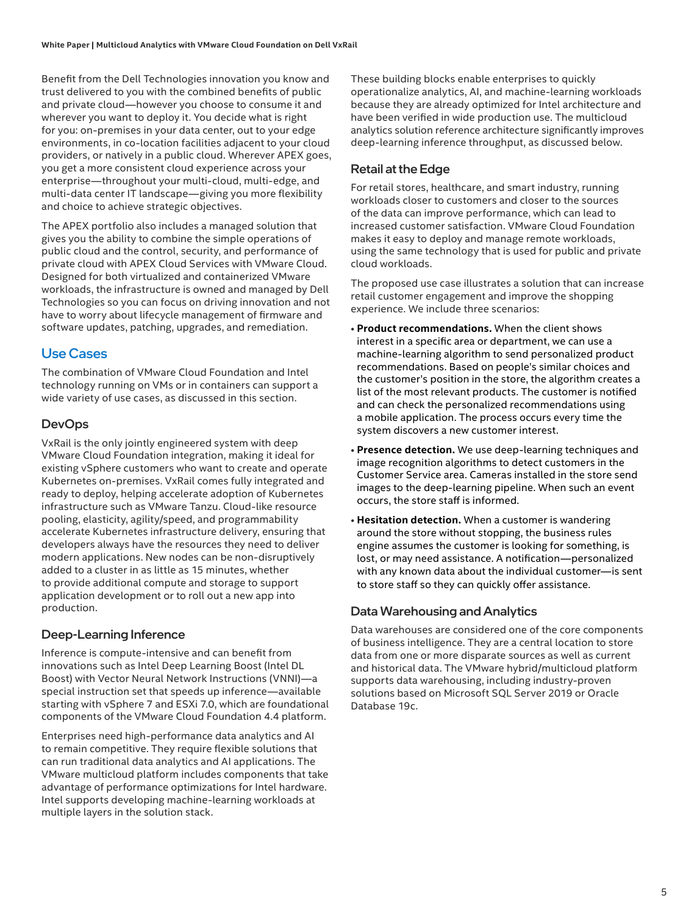Benefit from the Dell Technologies innovation you know and trust delivered to you with the combined benefits of public and private cloud—however you choose to consume it and wherever you want to deploy it. You decide what is right for you: on-premises in your data center, out to your edge environments, in co-location facilities adjacent to your cloud providers, or natively in a public cloud. Wherever APEX goes, you get a more consistent cloud experience across your enterprise—throughout your multi-cloud, multi-edge, and multi-data center IT landscape—giving you more flexibility and choice to achieve strategic objectives.

The APEX portfolio also includes a managed solution that gives you the ability to combine the simple operations of public cloud and the control, security, and performance of private cloud with APEX Cloud Services with VMware Cloud. Designed for both virtualized and containerized VMware workloads, the infrastructure is owned and managed by Dell Technologies so you can focus on driving innovation and not have to worry about lifecycle management of firmware and software updates, patching, upgrades, and remediation.

## Use Cases

The combination of VMware Cloud Foundation and Intel technology running on VMs or in containers can support a wide variety of use cases, as discussed in this section.

### DevOps

VxRail is the only jointly engineered system with deep VMware Cloud Foundation integration, making it ideal for existing vSphere customers who want to create and operate Kubernetes on-premises. VxRail comes fully integrated and ready to deploy, helping accelerate adoption of Kubernetes infrastructure such as VMware Tanzu. Cloud-like resource pooling, elasticity, agility/speed, and programmability accelerate Kubernetes infrastructure delivery, ensuring that developers always have the resources they need to deliver modern applications. New nodes can be non-disruptively added to a cluster in as little as 15 minutes, whether to provide additional compute and storage to support application development or to roll out a new app into production.

### Deep-Learning Inference

Inference is compute-intensive and can benefit from innovations such as Intel Deep Learning Boost (Intel DL Boost) with Vector Neural Network Instructions (VNNI)—a special instruction set that speeds up inference—available starting with vSphere 7 and ESXi 7.0, which are foundational components of the VMware Cloud Foundation 4.4 platform.

Enterprises need high-performance data analytics and AI to remain competitive. They require flexible solutions that can run traditional data analytics and AI applications. The VMware multicloud platform includes components that take advantage of performance optimizations for Intel hardware. Intel supports developing machine-learning workloads at multiple layers in the solution stack.

These building blocks enable enterprises to quickly operationalize analytics, AI, and machine-learning workloads because they are already optimized for Intel architecture and have been verified in wide production use. The multicloud analytics solution reference architecture significantly improves deep-learning inference throughput, as discussed below.

### Retail at the Edge

For retail stores, healthcare, and smart industry, running workloads closer to customers and closer to the sources of the data can improve performance, which can lead to increased customer satisfaction. VMware Cloud Foundation makes it easy to deploy and manage remote workloads, using the same technology that is used for public and private cloud workloads.

The proposed use case illustrates a solution that can increase retail customer engagement and improve the shopping experience. We include three scenarios:

- **Product recommendations.** When the client shows interest in a specific area or department, we can use a machine-learning algorithm to send personalized product recommendations. Based on people's similar choices and the customer's position in the store, the algorithm creates a list of the most relevant products. The customer is notified and can check the personalized recommendations using a mobile application. The process occurs every time the system discovers a new customer interest.
- **Presence detection.** We use deep-learning techniques and image recognition algorithms to detect customers in the Customer Service area. Cameras installed in the store send images to the deep-learning pipeline. When such an event occurs, the store staff is informed.
- **Hesitation detection.** When a customer is wandering around the store without stopping, the business rules engine assumes the customer is looking for something, is lost, or may need assistance. A notification—personalized with any known data about the individual customer—is sent to store staff so they can quickly offer assistance.

### Data Warehousing and Analytics

Data warehouses are considered one of the core components of business intelligence. They are a central location to store data from one or more disparate sources as well as current and historical data. The VMware hybrid/multicloud platform supports data warehousing, including industry-proven solutions based on Microsoft SQL Server 2019 or Oracle Database 19c.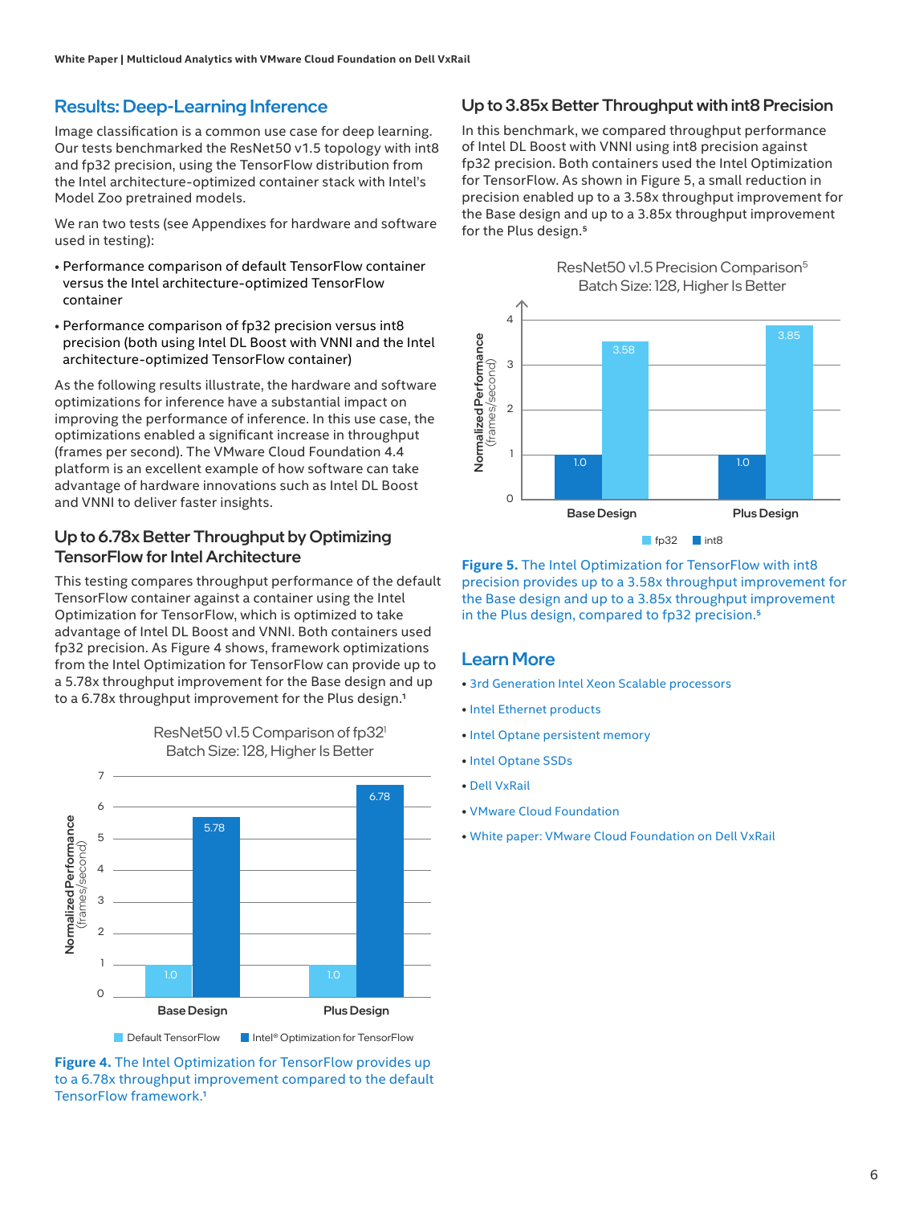## Results: Deep-Learning Inference

Image classification is a common use case for deep learning. Our tests benchmarked the ResNet50 v1.5 topology with int8 and fp32 precision, using the TensorFlow distribution from the Intel architecture-optimized container stack with Intel's Model Zoo pretrained models.

We ran two tests (see Appendixes for hardware and software used in testing):

- Performance comparison of default TensorFlow container versus the Intel architecture-optimized TensorFlow container
- Performance comparison of fp32 precision versus int8 precision (both using Intel DL Boost with VNNI and the Intel architecture-optimized TensorFlow container)

As the following results illustrate, the hardware and software optimizations for inference have a substantial impact on improving the performance of inference. In this use case, the optimizations enabled a significant increase in throughput (frames per second). The VMware Cloud Foundation 4.4 platform is an excellent example of how software can take advantage of hardware innovations such as Intel DL Boost and VNNI to deliver faster insights.

### Up to 6.78x Better Throughput by Optimizing TensorFlow for Intel Architecture

This testing compares throughput performance of the default TensorFlow container against a container using the Intel Optimization for TensorFlow, which is optimized to take advantage of Intel DL Boost and VNNI. Both containers used fp32 precision. As Figure 4 shows, framework optimizations from the Intel Optimization for TensorFlow can provide up to a 5.78x throughput improvement for the Base design and up to a 6.78x throughput improvement for the Plus design.[1]

ResNet50 v1.5 Comparison of fp32[1]
Batch Size: 128, Higher Is Better

Normalized Performance (frames/second)

| | Default TensorFlow | Intel® Optimization for TensorFlow |
|---|---|---|
| Base Design | 1.0 | 5.78 |
| Plus Design | 1.0 | 6.78 |

**Figure 4.** The Intel Optimization for TensorFlow provides up to a 6.78x throughput improvement compared to the default TensorFlow framework.[1]

### Up to 3.85x Better Throughput with int8 Precision

In this benchmark, we compared throughput performance of Intel DL Boost with VNNI using int8 precision against fp32 precision. Both containers used the Intel Optimization for TensorFlow. As shown in Figure 5, a small reduction in precision enabled up to a 3.58x throughput improvement for the Base design and up to a 3.85x throughput improvement for the Plus design.[5]

ResNet50 v1.5 Precision Comparison[5]
Batch Size: 128, Higher Is Better

Normalized Performance (frames/second)

| | fp32 | int8 |
|---|---|---|
| Base Design | 1.0 | 3.58 |
| Plus Design | 1.0 | 3.85 |

**Figure 5.** The Intel Optimization for TensorFlow with int8 precision provides up to a 3.58x throughput improvement for the Base design and up to a 3.85x throughput improvement in the Plus design, compared to fp32 precision.[5]

## Learn More

- 3rd Generation Intel Xeon Scalable processors
- Intel Ethernet products
- Intel Optane persistent memory
- Intel Optane SSDs
- Dell VxRail
- VMware Cloud Foundation
- White paper: VMware Cloud Foundation on Dell VxRail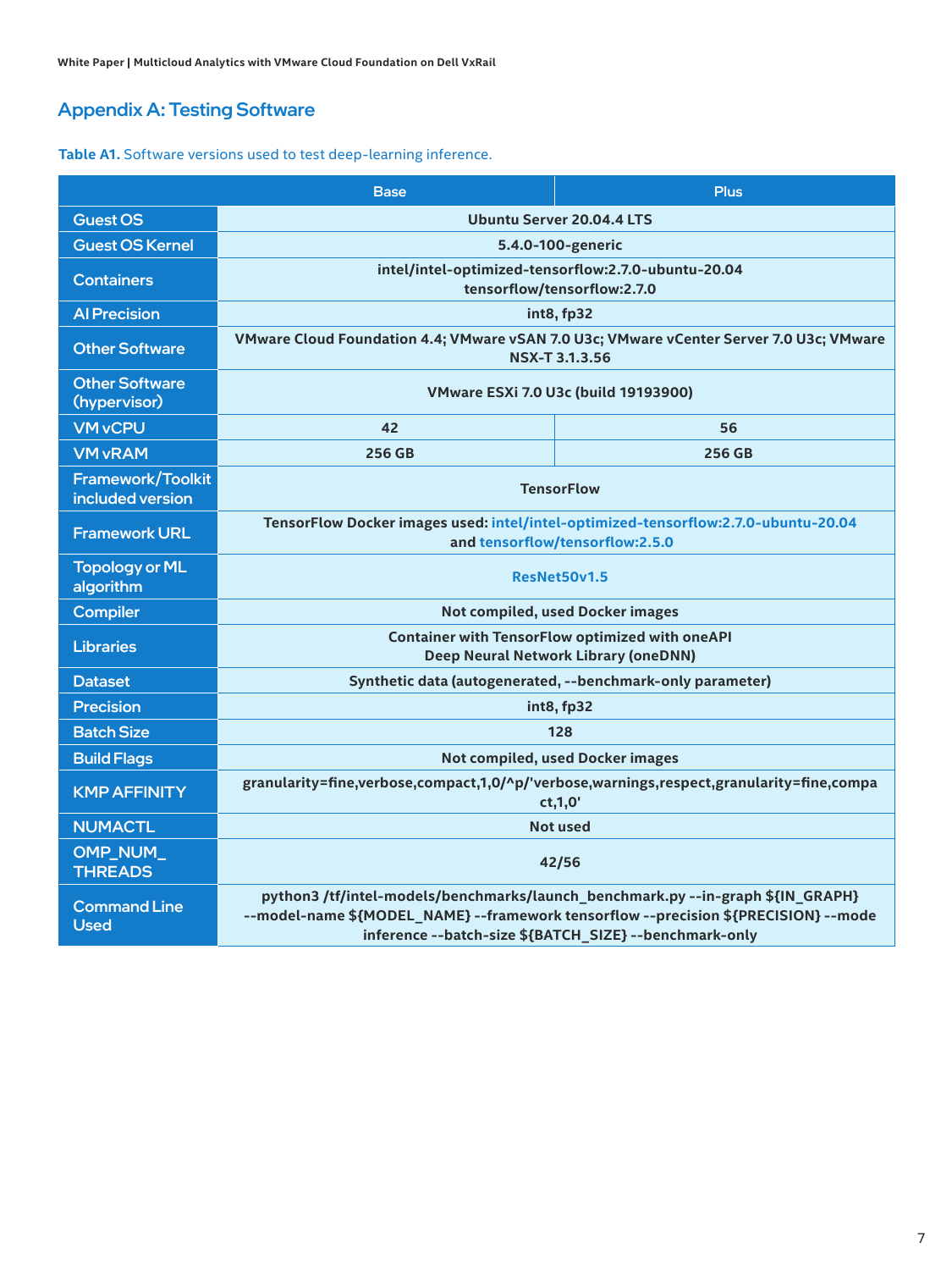## Appendix A: Testing Software

**Table A1.** Software versions used to test deep-learning inference.

| | Base | Plus |
|---|---|---|
| Guest OS | Ubuntu Server 20.04.4 LTS | |
| Guest OS Kernel | 5.4.0-100-generic | |
| Containers | intel/intel-optimized-tensorflow:2.7.0-ubuntu-20.04<br>tensorflow/tensorflow:2.7.0 | |
| AI Precision | int8, fp32 | |
| Other Software | VMware Cloud Foundation 4.4; VMware vSAN 7.0 U3c; VMware vCenter Server 7.0 U3c; VMware NSX-T 3.1.3.56 | |
| Other Software (hypervisor) | VMware ESXi 7.0 U3c (build 19193900) | |
| VM vCPU | 42 | 56 |
| VM vRAM | 256 GB | 256 GB |
| Framework/Toolkit included version | TensorFlow | |
| Framework URL | TensorFlow Docker images used: intel/intel-optimized-tensorflow:2.7.0-ubuntu-20.04 and tensorflow/tensorflow:2.5.0 | |
| Topology or ML algorithm | ResNet50v1.5 | |
| Compiler | Not compiled, used Docker images | |
| Libraries | Container with TensorFlow optimized with oneAPI Deep Neural Network Library (oneDNN) | |
| Dataset | Synthetic data (autogenerated, --benchmark-only parameter) | |
| Precision | int8, fp32 | |
| Batch Size | 128 | |
| Build Flags | Not compiled, used Docker images | |
| KMP AFFINITY | granularity=fine,verbose,compact,1,0/^p/'verbose,warnings,respect,granularity=fine,compact,1,0' | |
| NUMACTL | Not used | |
| OMP_NUM_THREADS | 42/56 | |
| Command Line Used | python3 /tf/intel-models/benchmarks/launch_benchmark.py --in-graph ${IN_GRAPH} --model-name ${MODEL_NAME} --framework tensorflow --precision ${PRECISION} --mode inference --batch-size ${BATCH_SIZE} --benchmark-only | |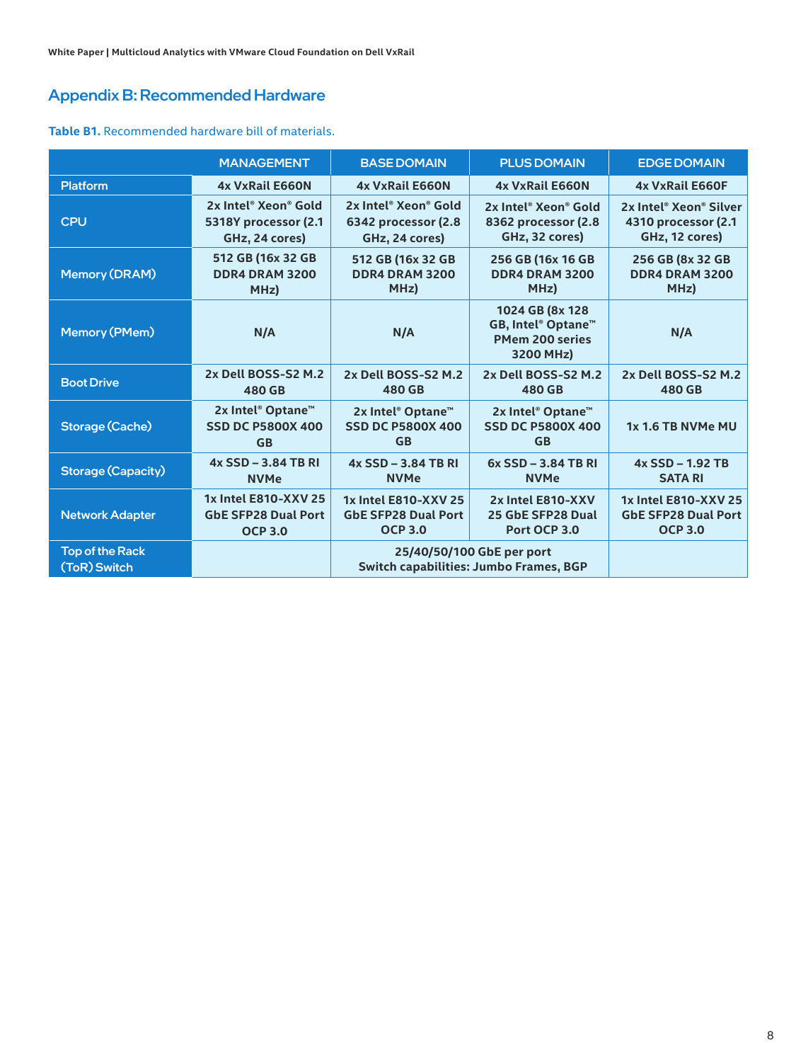## Appendix B: Recommended Hardware

**Table B1.** Recommended hardware bill of materials.

| | MANAGEMENT | BASE DOMAIN | PLUS DOMAIN | EDGE DOMAIN |
|---|---|---|---|---|
| Platform | 4x VxRail E660N | 4x VxRail E660N | 4x VxRail E660N | 4x VxRail E660F |
| CPU | 2x Intel® Xeon® Gold 5318Y processor (2.1 GHz, 24 cores) | 2x Intel® Xeon® Gold 6342 processor (2.8 GHz, 24 cores) | 2x Intel® Xeon® Gold 8362 processor (2.8 GHz, 32 cores) | 2x Intel® Xeon® Silver 4310 processor (2.1 GHz, 12 cores) |
| Memory (DRAM) | 512 GB (16x 32 GB DDR4 DRAM 3200 MHz) | 512 GB (16x 32 GB DDR4 DRAM 3200 MHz) | 256 GB (16x 16 GB DDR4 DRAM 3200 MHz) | 256 GB (8x 32 GB DDR4 DRAM 3200 MHz) |
| Memory (PMem) | N/A | N/A | 1024 GB (8x 128 GB, Intel® Optane™ PMem 200 series 3200 MHz) | N/A |
| Boot Drive | 2x Dell BOSS-S2 M.2 480 GB | 2x Dell BOSS-S2 M.2 480 GB | 2x Dell BOSS-S2 M.2 480 GB | 2x Dell BOSS-S2 M.2 480 GB |
| Storage (Cache) | 2x Intel® Optane™ SSD DC P5800X 400 GB | 2x Intel® Optane™ SSD DC P5800X 400 GB | 2x Intel® Optane™ SSD DC P5800X 400 GB | 1x 1.6 TB NVMe MU |
| Storage (Capacity) | 4x SSD – 3.84 TB RI NVMe | 4x SSD – 3.84 TB RI NVMe | 6x SSD – 3.84 TB RI NVMe | 4x SSD – 1.92 TB SATA RI |
| Network Adapter | 1x Intel E810-XXV 25 GbE SFP28 Dual Port OCP 3.0 | 1x Intel E810-XXV 25 GbE SFP28 Dual Port OCP 3.0 | 2x Intel E810-XXV 25 GbE SFP28 Dual Port OCP 3.0 | 1x Intel E810-XXV 25 GbE SFP28 Dual Port OCP 3.0 |
| Top of the Rack (ToR) Switch | | 25/40/50/100 GbE per port<br>Switch capabilities: Jumbo Frames, BGP | | |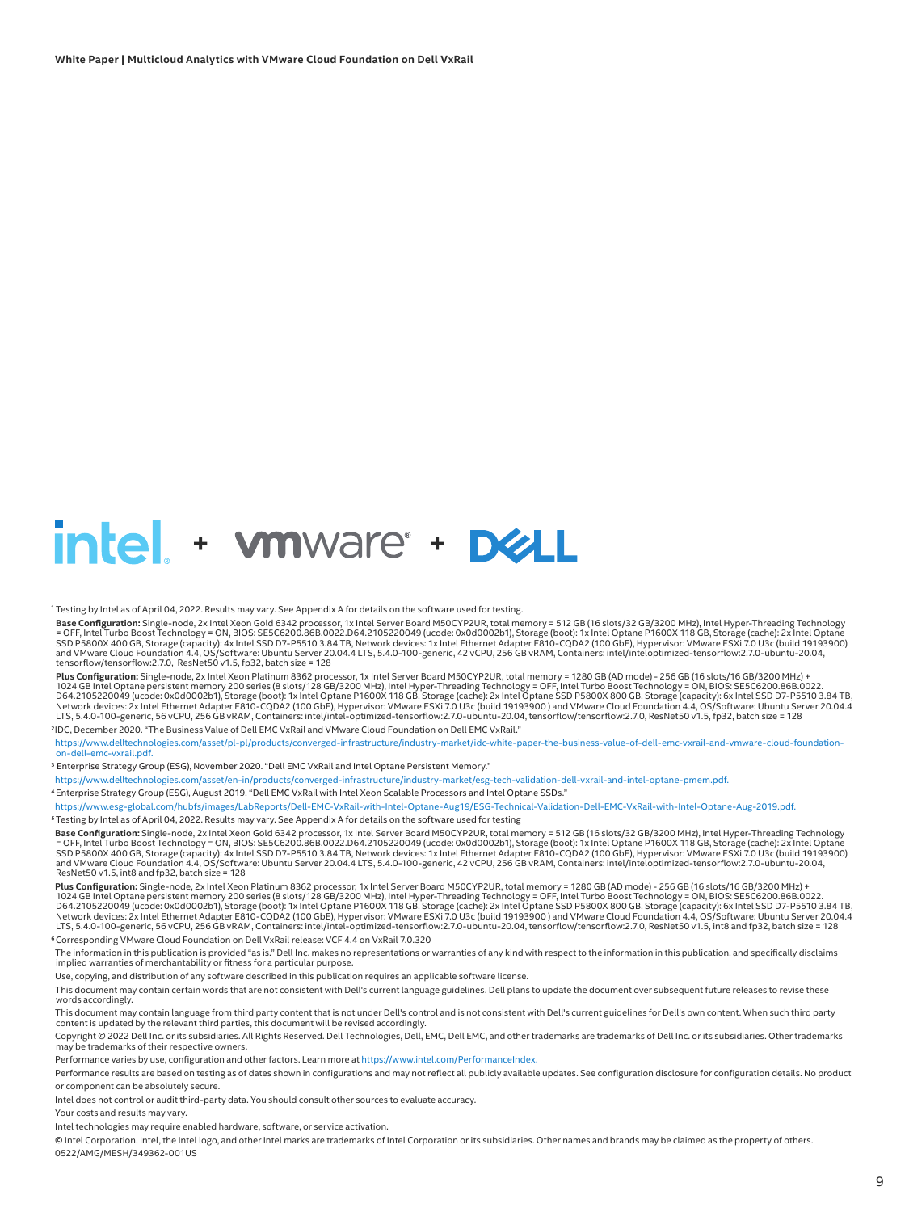[1] Testing by Intel as of April 04, 2022. Results may vary. See Appendix A for details on the software used for testing.

**Base Configuration:** Single-node, 2x Intel Xeon Gold 6342 processor, 1x Intel Server Board M50CYP2UR, total memory = 512 GB (16 slots/32 GB/3200 MHz), Intel Hyper-Threading Technology = OFF, Intel Turbo Boost Technology = ON, BIOS: SE5C6200.86B.0022.D64.2105220049 (ucode: 0x0d0002b1), Storage (boot): 1x Intel Optane P1600X 118 GB, Storage (cache): 2x Intel Optane SSD P5800X 400 GB, Storage (capacity): 4x Intel SSD D7-P5510 3.84 TB, Network devices: 1x Intel Ethernet Adapter E810-CQDA2 (100 GbE), Hypervisor: VMware ESXi 7.0 U3c (build 19193900) and VMware Cloud Foundation 4.4, OS/Software: Ubuntu Server 20.04.4 LTS, 5.4.0-100-generic, 42 vCPU, 256 GB vRAM, Containers: intel/inteloptimized-tensorflow:2.7.0-ubuntu-20.04, tensorflow/tensorflow:2.7.0, ResNet50 v1.5, fp32, batch size = 128

**Plus Configuration:** Single-node, 2x Intel Xeon Platinum 8362 processor, 1x Intel Server Board M50CYP2UR, total memory = 1280 GB (AD mode) - 256 GB (16 slots/16 GB/3200 MHz) + 1024 GB Intel Optane persistent memory 200 series (8 slots/128 GB/3200 MHz), Intel Hyper-Threading Technology = OFF, Intel Turbo Boost Technology = ON, BIOS: SE5C6200.86B.0022.D64.2105220049 (ucode: 0x0d0002b1), Storage (boot): 1x Intel Optane P1600X 118 GB, Storage (cache): 2x Intel Optane SSD P5800X 800 GB, Storage (capacity): 6x Intel SSD D7-P5510 3.84 TB, Network devices: 2x Intel Ethernet Adapter E810-CQDA2 (100 GbE), Hypervisor: VMware ESXi 7.0 U3c (build 19193900 ) and VMware Cloud Foundation 4.4, OS/Software: Ubuntu Server 20.04.4 LTS, 5.4.0-100-generic, 56 vCPU, 256 GB vRAM, Containers: intel/intel-optimized-tensorflow:2.7.0-ubuntu-20.04, tensorflow/tensorflow:2.7.0, ResNet50 v1.5, fp32, batch size = 128

[2] IDC, December 2020. "The Business Value of Dell EMC VxRail and VMware Cloud Foundation on Dell EMC VxRail."
https://www.delltechnologies.com/asset/pl-pl/products/converged-infrastructure/industry-market/idc-white-paper-the-business-value-of-dell-emc-vxrail-and-vmware-cloud-foundation-on-dell-emc-vxrail.pdf.

[3] Enterprise Strategy Group (ESG), November 2020. "Dell EMC VxRail and Intel Optane Persistent Memory."
https://www.delltechnologies.com/asset/en-in/products/converged-infrastructure/industry-market/esg-tech-validation-dell-vxrail-and-intel-optane-pmem.pdf.

[4] Enterprise Strategy Group (ESG), August 2019. "Dell EMC VxRail with Intel Xeon Scalable Processors and Intel Optane SSDs."
https://www.esg-global.com/hubfs/images/LabReports/Dell-EMC-VxRail-with-Intel-Optane-Aug19/ESG-Technical-Validation-Dell-EMC-VxRail-with-Intel-Optane-Aug-2019.pdf.

[5] Testing by Intel as of April 04, 2022. Results may vary. See Appendix A for details on the software used for testing

**Base Configuration:** Single-node, 2x Intel Xeon Gold 6342 processor, 1x Intel Server Board M50CYP2UR, total memory = 512 GB (16 slots/32 GB/3200 MHz), Intel Hyper-Threading Technology = OFF, Intel Turbo Boost Technology = ON, BIOS: SE5C6200.86B.0022.D64.2105220049 (ucode: 0x0d0002b1), Storage (boot): 1x Intel Optane P1600X 118 GB, Storage (cache): 2x Intel Optane SSD P5800X 400 GB, Storage (capacity): 4x Intel SSD D7-P5510 3.84 TB, Network devices: 1x Intel Ethernet Adapter E810-CQDA2 (100 GbE), Hypervisor: VMware ESXi 7.0 U3c (build 19193900) and VMware Cloud Foundation 4.4, OS/Software: Ubuntu Server 20.04.4 LTS, 5.4.0-100-generic, 42 vCPU, 256 GB vRAM, Containers: intel/inteloptimized-tensorflow:2.7.0-ubuntu-20.04, ResNet50 v1.5, int8 and fp32, batch size = 128

**Plus Configuration:** Single-node, 2x Intel Xeon Platinum 8362 processor, 1x Intel Server Board M50CYP2UR, total memory = 1280 GB (AD mode) - 256 GB (16 slots/16 GB/3200 MHz) + 1024 GB Intel Optane persistent memory 200 series (8 slots/128 GB/3200 MHz), Intel Hyper-Threading Technology = OFF, Intel Turbo Boost Technology = ON, BIOS: SE5C6200.86B.0022.D64.2105220049 (ucode: 0x0d0002b1), Storage (boot): 1x Intel Optane P1600X 118 GB, Storage (cache): 2x Intel Optane SSD P5800X 800 GB, Storage (capacity): 6x Intel SSD D7-P5510 3.84 TB, Network devices: 2x Intel Ethernet Adapter E810-CQDA2 (100 GbE), Hypervisor: VMware ESXi 7.0 U3c (build 19193900 ) and VMware Cloud Foundation 4.4, OS/Software: Ubuntu Server 20.04.4 LTS, 5.4.0-100-generic, 56 vCPU, 256 GB vRAM, Containers: intel/intel-optimized-tensorflow:2.7.0-ubuntu-20.04, tensorflow/tensorflow:2.7.0, ResNet50 v1.5, int8 and fp32, batch size = 128

[6] Corresponding VMware Cloud Foundation on Dell VxRail release: VCF 4.4 on VxRail 7.0.320

The information in this publication is provided "as is." Dell Inc. makes no representations or warranties of any kind with respect to the information in this publication, and specifically disclaims implied warranties of merchantability or fitness for a particular purpose.

Use, copying, and distribution of any software described in this publication requires an applicable software license.

This document may contain certain words that are not consistent with Dell's current language guidelines. Dell plans to update the document over subsequent future releases to revise these words accordingly.

This document may contain language from third party content that is not under Dell's control and is not consistent with Dell's current guidelines for Dell's own content. When such third party content is updated by the relevant third parties, this document will be revised accordingly.

Copyright © 2022 Dell Inc. or its subsidiaries. All Rights Reserved. Dell Technologies, Dell, EMC, Dell EMC, and other trademarks are trademarks of Dell Inc. or its subsidiaries. Other trademarks may be trademarks of their respective owners.

Performance varies by use, configuration and other factors. Learn more at https://www.intel.com/PerformanceIndex.

Performance results are based on testing as of dates shown in configurations and may not reflect all publicly available updates. See configuration disclosure for configuration details. No product or component can be absolutely secure.

Intel does not control or audit third-party data. You should consult other sources to evaluate accuracy.

Your costs and results may vary.

Intel technologies may require enabled hardware, software, or service activation.

© Intel Corporation. Intel, the Intel logo, and other Intel marks are trademarks of Intel Corporation or its subsidiaries. Other names and brands may be claimed as the property of others.
0522/AMG/MESH/349362-001US